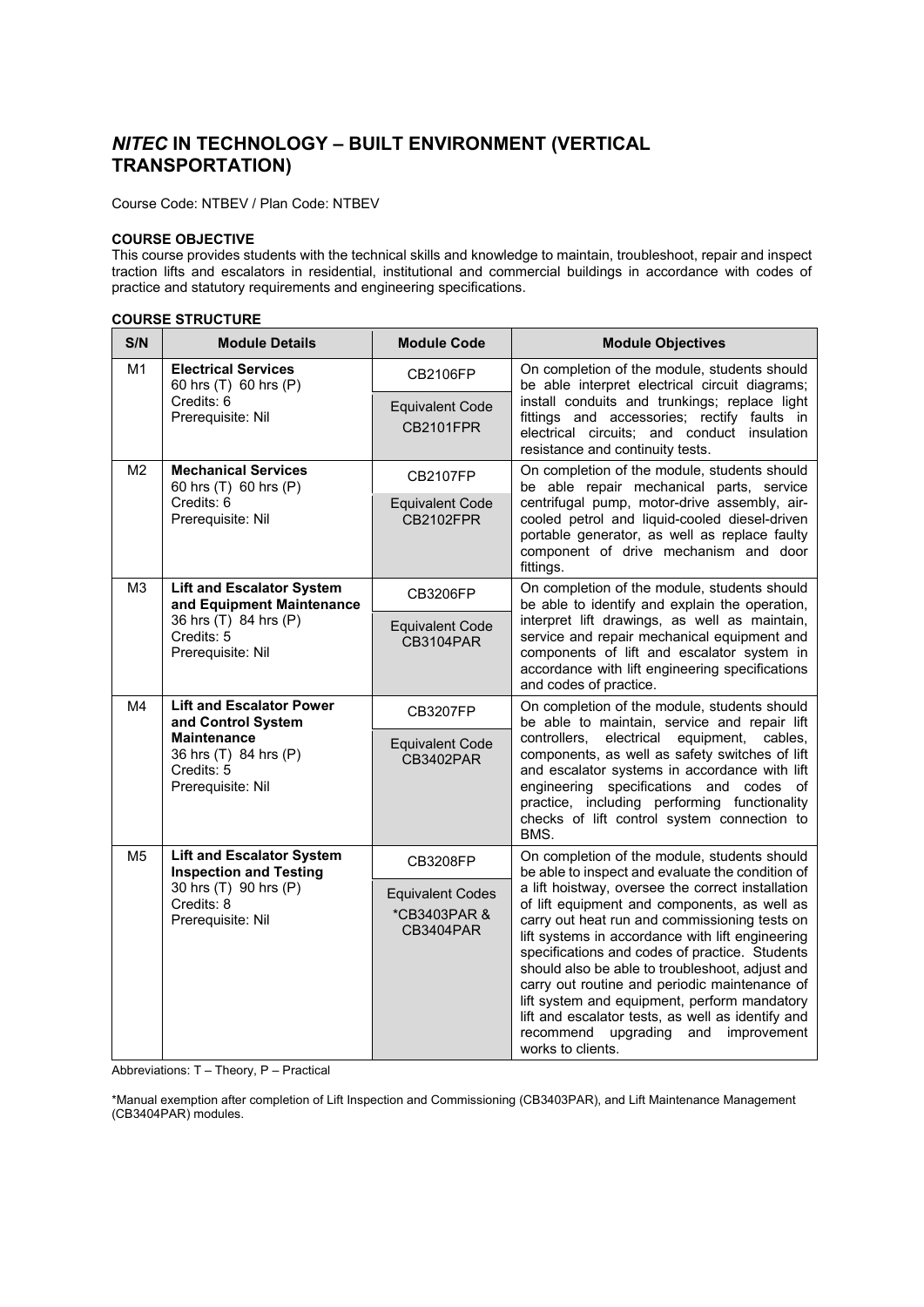# *NITEC* IN TECHNOLOGY – BUILT ENVIRONMENT (VERTICAL TRANSPORTATION)

Course Code: NTBEV / Plan Code: NTBEV

**COURSE OBJECTIVE**

This course provides students with the technical skills and knowledge to maintain, troubleshoot, repair and inspect traction lifts and escalators in residential, institutional and commercial buildings in accordance with codes of practice and statutory requirements and engineering specifications.

**COURSE STRUCTURE**

| S/N | Module Details | Module Code | Module Objectives |
|---|---|---|---|
| M1 | **Electrical Services**<br>60 hrs (T) 60 hrs (P)<br>Credits: 6<br>Prerequisite: Nil | CB2106FP<br><br>Equivalent Code CB2101FPR | On completion of the module, students should be able interpret electrical circuit diagrams; install conduits and trunkings; replace light fittings and accessories; rectify faults in electrical circuits; and conduct insulation resistance and continuity tests. |
| M2 | **Mechanical Services**<br>60 hrs (T) 60 hrs (P)<br>Credits: 6<br>Prerequisite: Nil | CB2107FP<br><br>Equivalent Code CB2102FPR | On completion of the module, students should be able repair mechanical parts, service centrifugal pump, motor-drive assembly, air-cooled petrol and liquid-cooled diesel-driven portable generator, as well as replace faulty component of drive mechanism and door fittings. |
| M3 | **Lift and Escalator System and Equipment Maintenance**<br>36 hrs (T) 84 hrs (P)<br>Credits: 5<br>Prerequisite: Nil | CB3206FP<br><br>Equivalent Code CB3104PAR | On completion of the module, students should be able to identify and explain the operation, interpret lift drawings, as well as maintain, service and repair mechanical equipment and components of lift and escalator system in accordance with lift engineering specifications and codes of practice. |
| M4 | **Lift and Escalator Power and Control System Maintenance**<br>36 hrs (T) 84 hrs (P)<br>Credits: 5<br>Prerequisite: Nil | CB3207FP<br><br>Equivalent Code CB3402PAR | On completion of the module, students should be able to maintain, service and repair lift controllers, electrical equipment, cables, components, as well as safety switches of lift and escalator systems in accordance with lift engineering specifications and codes of practice, including performing functionality checks of lift control system connection to BMS. |
| M5 | **Lift and Escalator System Inspection and Testing**<br>30 hrs (T) 90 hrs (P)<br>Credits: 8<br>Prerequisite: Nil | CB3208FP<br><br>Equivalent Codes *CB3403PAR & CB3404PAR | On completion of the module, students should be able to inspect and evaluate the condition of a lift hoistway, oversee the correct installation of lift equipment and components, as well as carry out heat run and commissioning tests on lift systems in accordance with lift engineering specifications and codes of practice. Students should also be able to troubleshoot, adjust and carry out routine and periodic maintenance of lift system and equipment, perform mandatory lift and escalator tests, as well as identify and recommend upgrading and improvement works to clients. |

Abbreviations: T – Theory, P – Practical

*Manual exemption after completion of Lift Inspection and Commissioning (CB3403PAR), and Lift Maintenance Management (CB3404PAR) modules.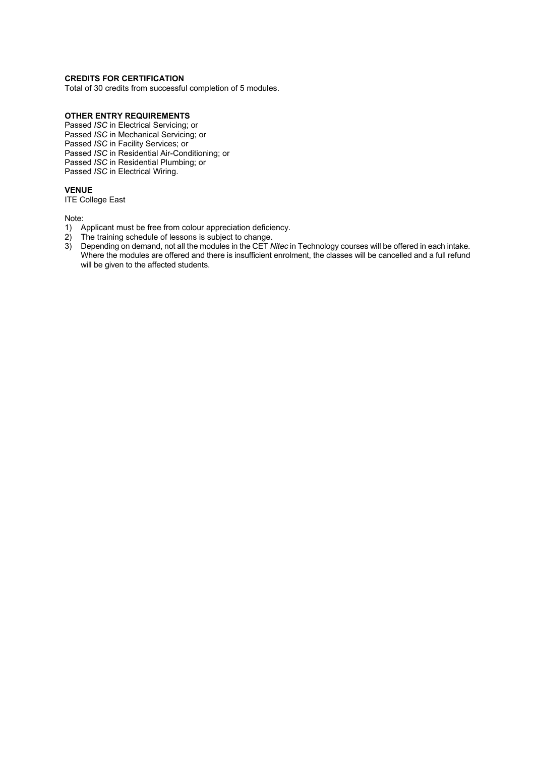**CREDITS FOR CERTIFICATION**

Total of 30 credits from successful completion of 5 modules.

**OTHER ENTRY REQUIREMENTS**

Passed *ISC* in Electrical Servicing; or
Passed *ISC* in Mechanical Servicing; or
Passed *ISC* in Facility Services; or
Passed *ISC* in Residential Air-Conditioning; or
Passed *ISC* in Residential Plumbing; or
Passed *ISC* in Electrical Wiring.

**VENUE**

ITE College East

Note:

1) Applicant must be free from colour appreciation deficiency.
2) The training schedule of lessons is subject to change.
3) Depending on demand, not all the modules in the CET *Nitec* in Technology courses will be offered in each intake. Where the modules are offered and there is insufficient enrolment, the classes will be cancelled and a full refund will be given to the affected students.